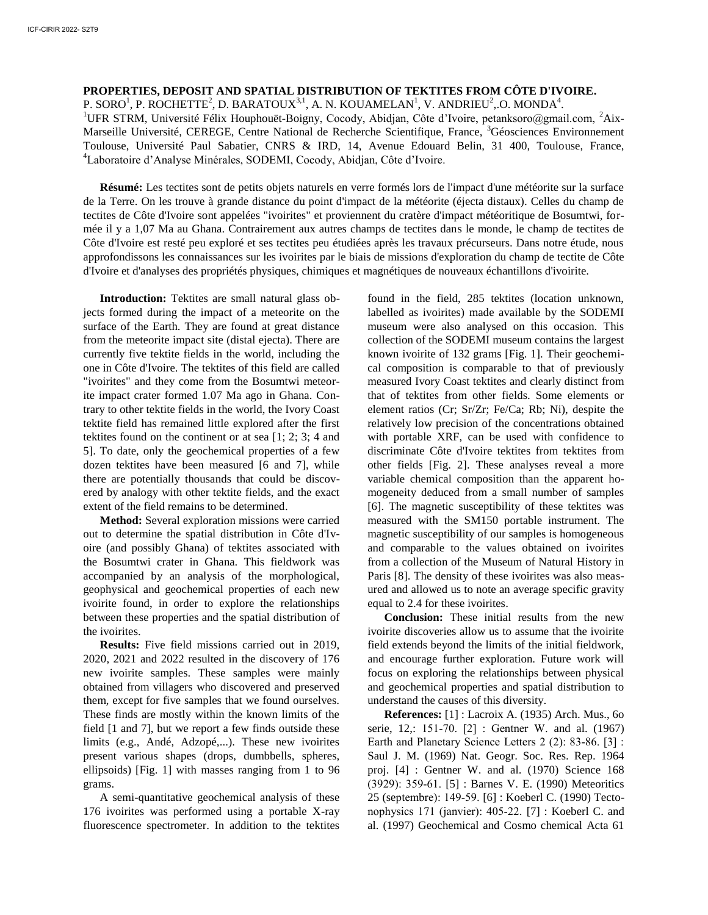# PROPERTIES, DEPOSIT AND SPATIAL DISTRIBUTION OF TEKTITES FROM CÔTE D'IVOIRE.

P. SORO[1], P. ROCHETTE[2], D. BARATOUX[3,1], A. N. KOUAMELAN[1], V. ANDRIEU[2],.O. MONDA[4].

[1]UFR STRM, Université Félix Houphouët-Boigny, Cocody, Abidjan, Côte d'Ivoire, petanksoro@gmail.com, [2]Aix-Marseille Université, CEREGE, Centre National de Recherche Scientifique, France, [3]Géosciences Environnement Toulouse, Université Paul Sabatier, CNRS & IRD, 14, Avenue Edouard Belin, 31 400, Toulouse, France, [4]Laboratoire d'Analyse Minérales, SODEMI, Cocody, Abidjan, Côte d'Ivoire.

**Résumé:** Les tectites sont de petits objets naturels en verre formés lors de l'impact d'une météorite sur la surface de la Terre. On les trouve à grande distance du point d'impact de la météorite (éjecta distaux). Celles du champ de tectites de Côte d'Ivoire sont appelées "ivoirites" et proviennent du cratère d'impact météoritique de Bosumtwi, formée il y a 1,07 Ma au Ghana. Contrairement aux autres champs de tectites dans le monde, le champ de tectites de Côte d'Ivoire est resté peu exploré et ses tectites peu étudiées après les travaux précurseurs. Dans notre étude, nous approfondissons les connaissances sur les ivoirites par le biais de missions d'exploration du champ de tectite de Côte d'Ivoire et d'analyses des propriétés physiques, chimiques et magnétiques de nouveaux échantillons d'ivoirite.

**Introduction:** Tektites are small natural glass objects formed during the impact of a meteorite on the surface of the Earth. They are found at great distance from the meteorite impact site (distal ejecta). There are currently five tektite fields in the world, including the one in Côte d'Ivoire. The tektites of this field are called "ivoirites" and they come from the Bosumtwi meteorite impact crater formed 1.07 Ma ago in Ghana. Contrary to other tektite fields in the world, the Ivory Coast tektite field has remained little explored after the first tektites found on the continent or at sea [1; 2; 3; 4 and 5]. To date, only the geochemical properties of a few dozen tektites have been measured [6 and 7], while there are potentially thousands that could be discovered by analogy with other tektite fields, and the exact extent of the field remains to be determined.

**Method:** Several exploration missions were carried out to determine the spatial distribution in Côte d'Ivoire (and possibly Ghana) of tektites associated with the Bosumtwi crater in Ghana. This fieldwork was accompanied by an analysis of the morphological, geophysical and geochemical properties of each new ivoirite found, in order to explore the relationships between these properties and the spatial distribution of the ivoirites.

**Results:** Five field missions carried out in 2019, 2020, 2021 and 2022 resulted in the discovery of 176 new ivoirite samples. These samples were mainly obtained from villagers who discovered and preserved them, except for five samples that we found ourselves. These finds are mostly within the known limits of the field [1 and 7], but we report a few finds outside these limits (e.g., Andé, Adzopé,...). These new ivoirites present various shapes (drops, dumbbells, spheres, ellipsoids) [Fig. 1] with masses ranging from 1 to 96 grams.

A semi-quantitative geochemical analysis of these 176 ivoirites was performed using a portable X-ray fluorescence spectrometer. In addition to the tektites found in the field, 285 tektites (location unknown, labelled as ivoirites) made available by the SODEMI museum were also analysed on this occasion. This collection of the SODEMI museum contains the largest known ivoirite of 132 grams [Fig. 1]. Their geochemical composition is comparable to that of previously measured Ivory Coast tektites and clearly distinct from that of tektites from other fields. Some elements or element ratios (Cr; Sr/Zr; Fe/Ca; Rb; Ni), despite the relatively low precision of the concentrations obtained with portable XRF, can be used with confidence to discriminate Côte d'Ivoire tektites from tektites from other fields [Fig. 2]. These analyses reveal a more variable chemical composition than the apparent homogeneity deduced from a small number of samples [6]. The magnetic susceptibility of these tektites was measured with the SM150 portable instrument. The magnetic susceptibility of our samples is homogeneous and comparable to the values obtained on ivoirites from a collection of the Museum of Natural History in Paris [8]. The density of these ivoirites was also measured and allowed us to note an average specific gravity equal to 2.4 for these ivoirites.

**Conclusion:** These initial results from the new ivoirite discoveries allow us to assume that the ivoirite field extends beyond the limits of the initial fieldwork, and encourage further exploration. Future work will focus on exploring the relationships between physical and geochemical properties and spatial distribution to understand the causes of this diversity.

**References:** [1] : Lacroix A. (1935) Arch. Mus., 6o serie, 12,: 151-70. [2] : Gentner W. and al. (1967) Earth and Planetary Science Letters 2 (2): 83-86. [3] : Saul J. M. (1969) Nat. Geogr. Soc. Res. Rep. 1964 proj. [4] : Gentner W. and al. (1970) Science 168 (3929): 359-61. [5] : Barnes V. E. (1990) Meteoritics 25 (septembre): 149-59. [6] : Koeberl C. (1990) Tectonophysics 171 (janvier): 405-22. [7] : Koeberl C. and al. (1997) Geochemical and Cosmo chemical Acta 61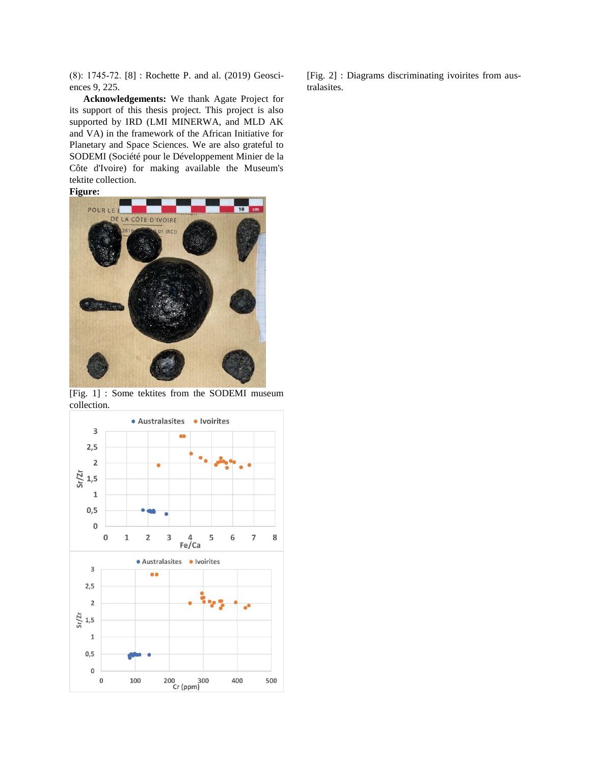(8): 1745-72. [8] : Rochette P. and al. (2019) Geosciences 9, 225.

**Acknowledgements:** We thank Agate Project for its support of this thesis project. This project is also supported by IRD (LMI MINERWA, and MLD AK and VA) in the framework of the African Initiative for Planetary and Space Sciences. We are also grateful to SODEMI (Société pour le Développement Minier de la Côte d'Ivoire) for making available the Museum's tektite collection.

**Figure:**

POUR LE
DE LA CÔTE D'IVOIRE
10 cm

[Fig. 1] : Some tektites from the SODEMI museum collection.

Australasites Ivoirites
Sr/Zr
3
2,5
2
1,5
1
0,5
0
0 1 2 3 4 5 6 7 8
Fe/Ca

Australasites Ivoirites
Sr/Zr
3
2,5
2
1,5
1
0,5
0
0 100 200 300 400 500
Cr (ppm)

[Fig. 2] : Diagrams discriminating ivoirites from australasites.